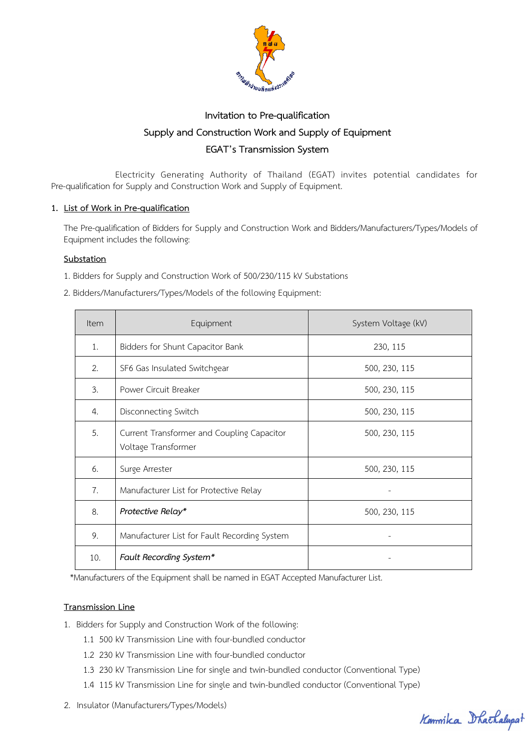# Invitation to Pre-qualification
## Supply and Construction Work and Supply of Equipment
## EGAT's Transmission System

Electricity Generating Authority of Thailand (EGAT) invites potential candidates for Pre-qualification for Supply and Construction Work and Supply of Equipment.

### 1. List of Work in Pre-qualification

The Pre-qualification of Bidders for Supply and Construction Work and Bidders/Manufacturers/Types/Models of Equipment includes the following:

**Substation**

1. Bidders for Supply and Construction Work of 500/230/115 kV Substations
2. Bidders/Manufacturers/Types/Models of the following Equipment:

| Item | Equipment | System Voltage (kV) |
|---|---|---|
| 1. | Bidders for Shunt Capacitor Bank | 230, 115 |
| 2. | SF6 Gas Insulated Switchgear | 500, 230, 115 |
| 3. | Power Circuit Breaker | 500, 230, 115 |
| 4. | Disconnecting Switch | 500, 230, 115 |
| 5. | Current Transformer and Coupling Capacitor Voltage Transformer | 500, 230, 115 |
| 6. | Surge Arrester | 500, 230, 115 |
| 7. | Manufacturer List for Protective Relay | - |
| 8. | *Protective Relay** | 500, 230, 115 |
| 9. | Manufacturer List for Fault Recording System | - |
| 10. | *Fault Recording System** | - |

*Manufacturers of the Equipment shall be named in EGAT Accepted Manufacturer List.

**Transmission Line**

1. Bidders for Supply and Construction Work of the following:
   - 1.1 500 kV Transmission Line with four-bundled conductor
   - 1.2 230 kV Transmission Line with four-bundled conductor
   - 1.3 230 kV Transmission Line for single and twin-bundled conductor (Conventional Type)
   - 1.4 115 kV Transmission Line for single and twin-bundled conductor (Conventional Type)
2. Insulator (Manufacturers/Types/Models)

Kanmika Dhachalupat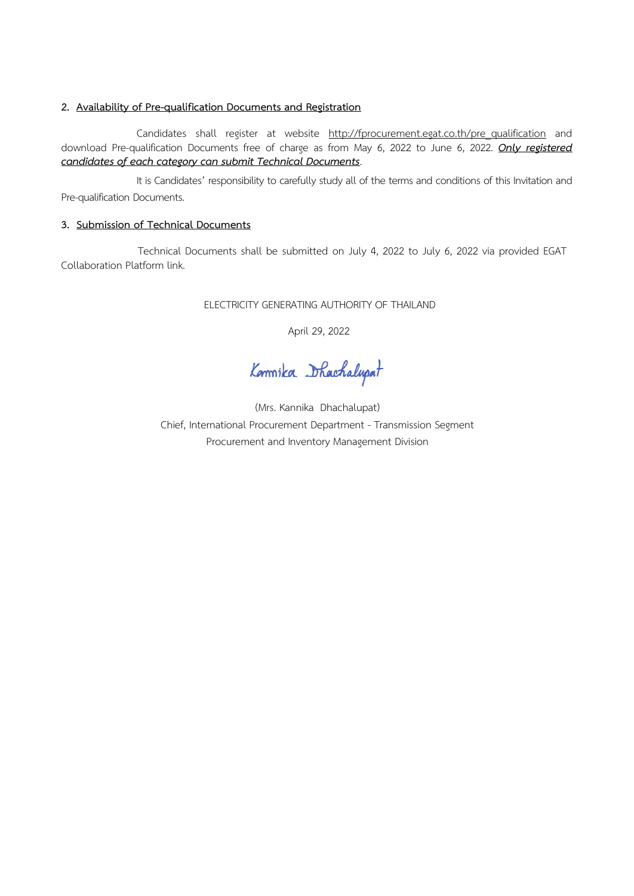## 2. Availability of Pre-qualification Documents and Registration

Candidates shall register at website http://fprocurement.egat.co.th/pre_qualification and download Pre-qualification Documents free of charge as from May 6, 2022 to June 6, 2022. ***Only registered candidates of each category can submit Technical Documents***.

It is Candidates' responsibility to carefully study all of the terms and conditions of this Invitation and Pre-qualification Documents.

## 3. Submission of Technical Documents

Technical Documents shall be submitted on July 4, 2022 to July 6, 2022 via provided EGAT Collaboration Platform link.

ELECTRICITY GENERATING AUTHORITY OF THAILAND

April 29, 2022

Kannika Dhachalupat

(Mrs. Kannika Dhachalupat)

Chief, International Procurement Department - Transmission Segment

Procurement and Inventory Management Division